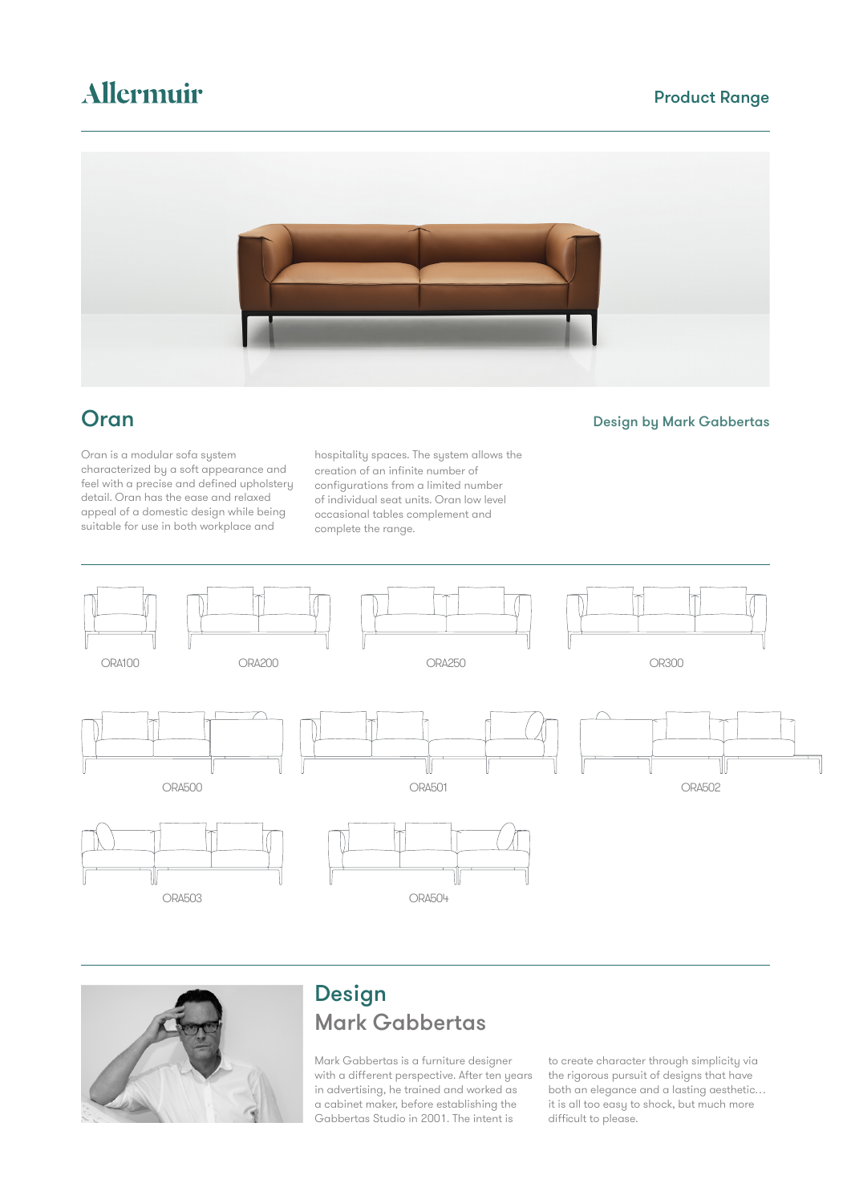Allermuir

Product Range

## Oran

Design by Mark Gabbertas

Oran is a modular sofa system characterized by a soft appearance and feel with a precise and defined upholstery detail. Oran has the ease and relaxed appeal of a domestic design while being suitable for use in both workplace and hospitality spaces. The system allows the creation of an infinite number of configurations from a limited number of individual seat units. Oran low level occasional tables complement and complete the range.

ORA100

ORA200

ORA250

OR300

ORA500

ORA501

ORA502

ORA503

ORA504

## Design
## Mark Gabbertas

Mark Gabbertas is a furniture designer with a different perspective. After ten years in advertising, he trained and worked as a cabinet maker, before establishing the Gabbertas Studio in 2001. The intent is to create character through simplicity via the rigorous pursuit of designs that have both an elegance and a lasting aesthetic… it is all too easy to shock, but much more difficult to please.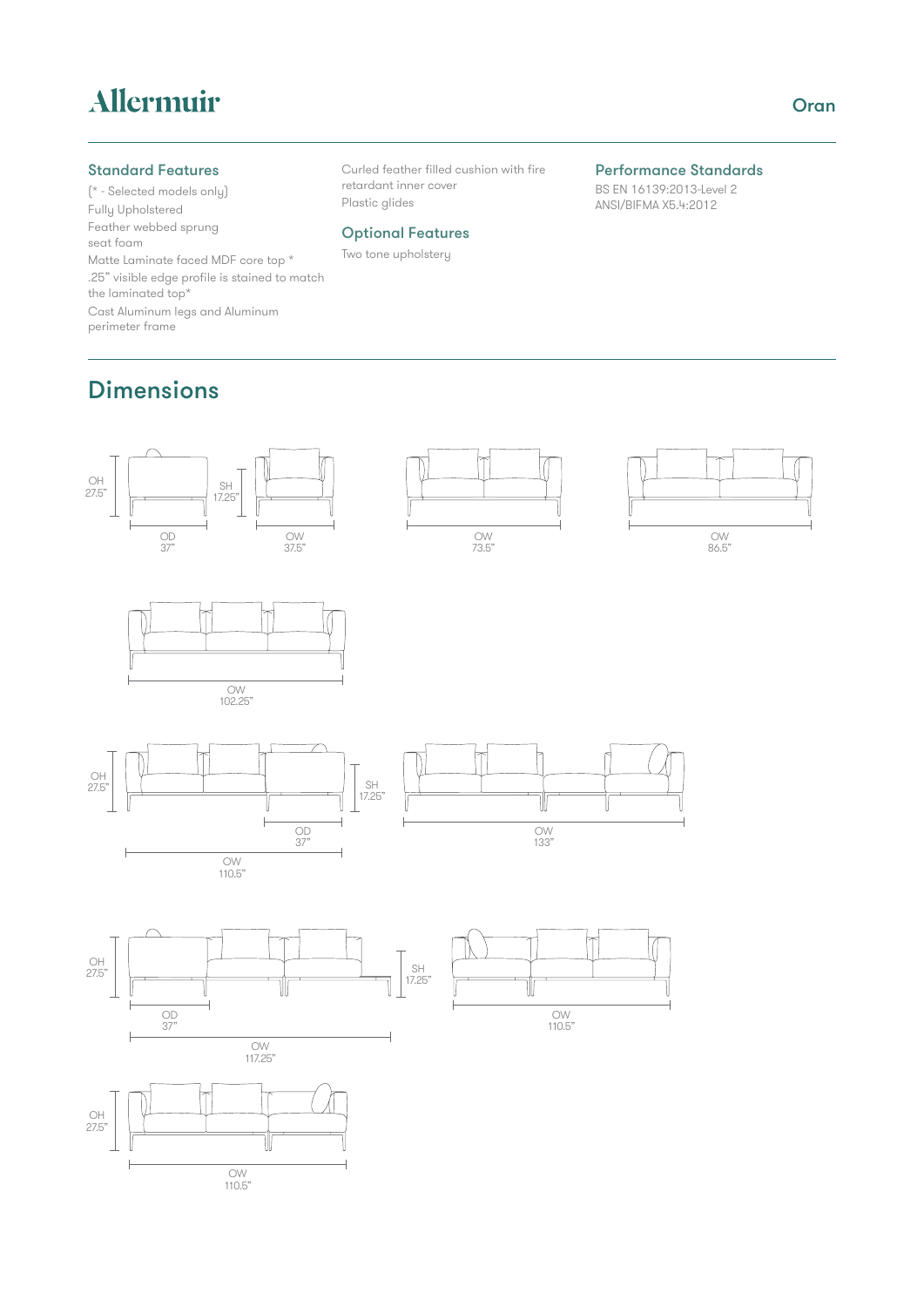# Allermuir

Oran

## Standard Features

(* - Selected models only)

Fully Upholstered

Feather webbed sprung seat foam

Matte Laminate faced MDF core top *

.25" visible edge profile is stained to match the laminated top*

Cast Aluminum legs and Aluminum perimeter frame

Curled feather filled cushion with fire retardant inner cover

Plastic glides

## Optional Features

Two tone upholstery

## Performance Standards

BS EN 16139:2013-Level 2

ANSI/BIFMA X5.4:2012

## Dimensions

OH 27.5"
SH 17.25"
OD 37"
OW 37.5"

OW 73.5"

OW 86.5"

OW 102.25"

OH 27.5"
SH 17.25"
OD 37"
OW 110.5"

OW 133"

OH 27.5"
SH 17.25"
OD 37"
OW 117.25"

OW 110.5"

OH 27.5"
OW 110.5"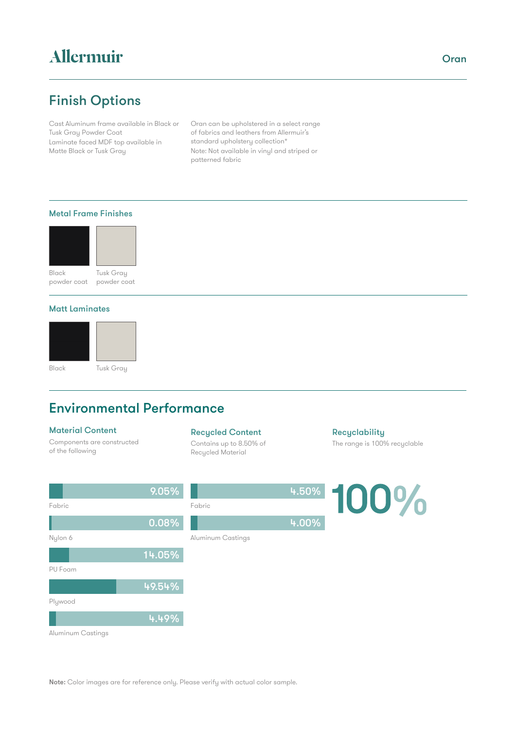# Finish Options

Cast Aluminum frame available in Black or Tusk Gray Powder Coat
Laminate faced MDF top available in Matte Black or Tusk Gray

Oran can be upholstered in a select range of fabrics and leathers from Allermuir's standard upholstery collection*
Note: Not available in vinyl and striped or patterned fabric

### Metal Frame Finishes

Black powder coat

Tusk Gray powder coat

### Matt Laminates

Black

Tusk Gray

# Environmental Performance

### Material Content

Components are constructed of the following

9.05%
Fabric

0.08%
Nylon 6

14.05%
PU Foam

49.54%
Plywood

4.49%
Aluminum Castings

### Recycled Content

Contains up to 8.50% of Recycled Material

4.50%
Fabric

4.00%
Aluminum Castings

### Recyclability

The range is 100% recyclable

100%

**Note:** Color images are for reference only. Please verify with actual color sample.